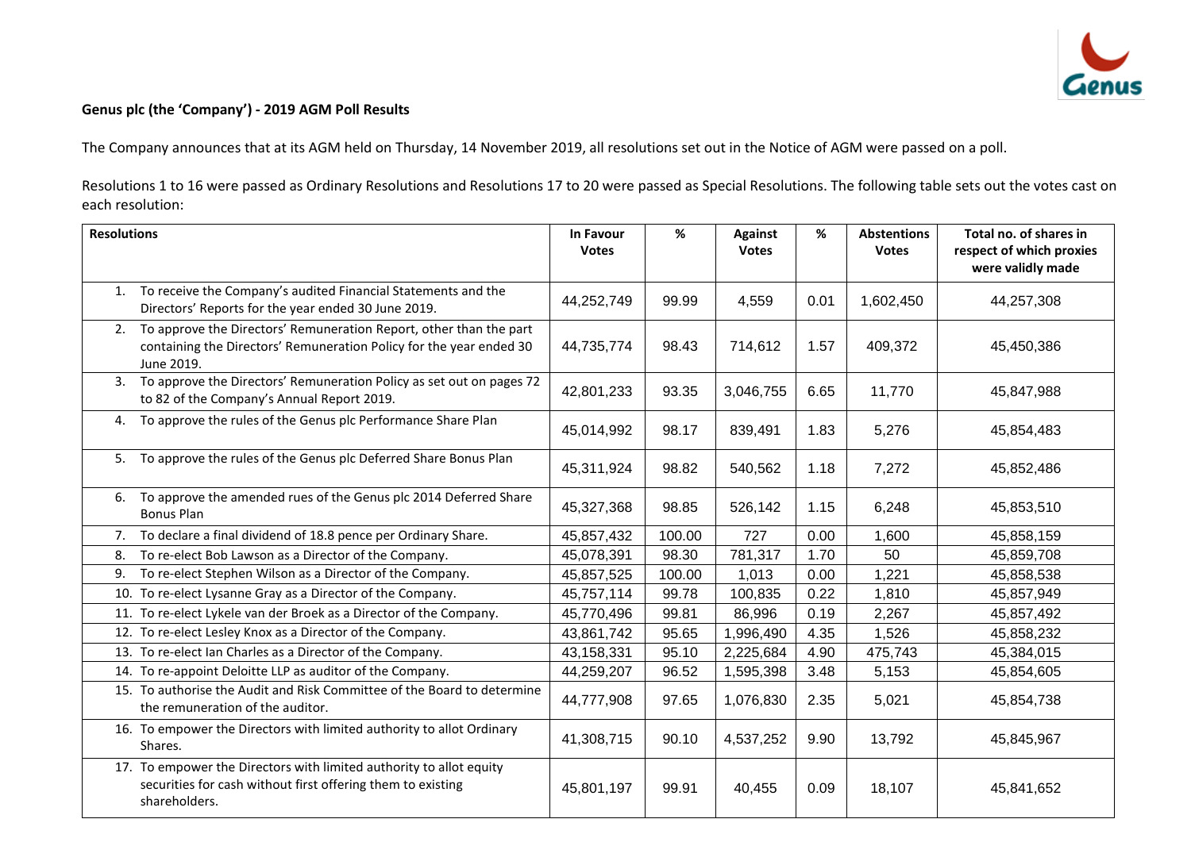**Genus plc (the 'Company') - 2019 AGM Poll Results**

The Company announces that at its AGM held on Thursday, 14 November 2019, all resolutions set out in the Notice of AGM were passed on a poll.

Resolutions 1 to 16 were passed as Ordinary Resolutions and Resolutions 17 to 20 were passed as Special Resolutions. The following table sets out the votes cast on each resolution:

| Resolutions | In Favour Votes | % | Against Votes | % | Abstentions Votes | Total no. of shares in respect of which proxies were validly made |
|---|---|---|---|---|---|---|
| 1. To receive the Company's audited Financial Statements and the Directors' Reports for the year ended 30 June 2019. | 44,252,749 | 99.99 | 4,559 | 0.01 | 1,602,450 | 44,257,308 |
| 2. To approve the Directors' Remuneration Report, other than the part containing the Directors' Remuneration Policy for the year ended 30 June 2019. | 44,735,774 | 98.43 | 714,612 | 1.57 | 409,372 | 45,450,386 |
| 3. To approve the Directors' Remuneration Policy as set out on pages 72 to 82 of the Company's Annual Report 2019. | 42,801,233 | 93.35 | 3,046,755 | 6.65 | 11,770 | 45,847,988 |
| 4. To approve the rules of the Genus plc Performance Share Plan | 45,014,992 | 98.17 | 839,491 | 1.83 | 5,276 | 45,854,483 |
| 5. To approve the rules of the Genus plc Deferred Share Bonus Plan | 45,311,924 | 98.82 | 540,562 | 1.18 | 7,272 | 45,852,486 |
| 6. To approve the amended rues of the Genus plc 2014 Deferred Share Bonus Plan | 45,327,368 | 98.85 | 526,142 | 1.15 | 6,248 | 45,853,510 |
| 7. To declare a final dividend of 18.8 pence per Ordinary Share. | 45,857,432 | 100.00 | 727 | 0.00 | 1,600 | 45,858,159 |
| 8. To re-elect Bob Lawson as a Director of the Company. | 45,078,391 | 98.30 | 781,317 | 1.70 | 50 | 45,859,708 |
| 9. To re-elect Stephen Wilson as a Director of the Company. | 45,857,525 | 100.00 | 1,013 | 0.00 | 1,221 | 45,858,538 |
| 10. To re-elect Lysanne Gray as a Director of the Company. | 45,757,114 | 99.78 | 100,835 | 0.22 | 1,810 | 45,857,949 |
| 11. To re-elect Lykele van der Broek as a Director of the Company. | 45,770,496 | 99.81 | 86,996 | 0.19 | 2,267 | 45,857,492 |
| 12. To re-elect Lesley Knox as a Director of the Company. | 43,861,742 | 95.65 | 1,996,490 | 4.35 | 1,526 | 45,858,232 |
| 13. To re-elect Ian Charles as a Director of the Company. | 43,158,331 | 95.10 | 2,225,684 | 4.90 | 475,743 | 45,384,015 |
| 14. To re-appoint Deloitte LLP as auditor of the Company. | 44,259,207 | 96.52 | 1,595,398 | 3.48 | 5,153 | 45,854,605 |
| 15. To authorise the Audit and Risk Committee of the Board to determine the remuneration of the auditor. | 44,777,908 | 97.65 | 1,076,830 | 2.35 | 5,021 | 45,854,738 |
| 16. To empower the Directors with limited authority to allot Ordinary Shares. | 41,308,715 | 90.10 | 4,537,252 | 9.90 | 13,792 | 45,845,967 |
| 17. To empower the Directors with limited authority to allot equity securities for cash without first offering them to existing shareholders. | 45,801,197 | 99.91 | 40,455 | 0.09 | 18,107 | 45,841,652 |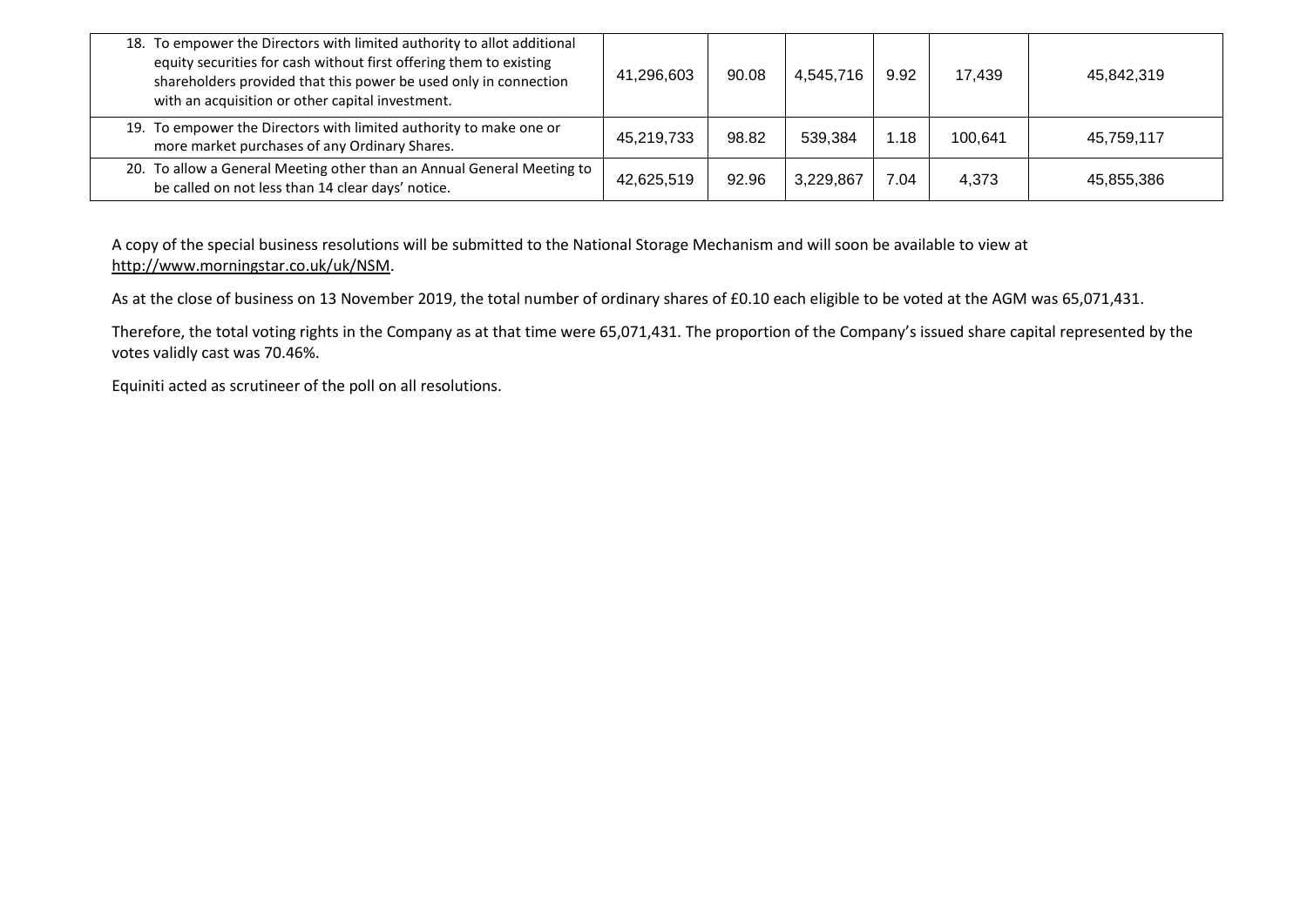| | | | | | | |
|---|---|---|---|---|---|---|
| 18. To empower the Directors with limited authority to allot additional equity securities for cash without first offering them to existing shareholders provided that this power be used only in connection with an acquisition or other capital investment. | 41,296,603 | 90.08 | 4,545,716 | 9.92 | 17,439 | 45,842,319 |
| 19. To empower the Directors with limited authority to make one or more market purchases of any Ordinary Shares. | 45,219,733 | 98.82 | 539,384 | 1.18 | 100,641 | 45,759,117 |
| 20. To allow a General Meeting other than an Annual General Meeting to be called on not less than 14 clear days' notice. | 42,625,519 | 92.96 | 3,229,867 | 7.04 | 4,373 | 45,855,386 |

A copy of the special business resolutions will be submitted to the National Storage Mechanism and will soon be available to view at http://www.morningstar.co.uk/uk/NSM.

As at the close of business on 13 November 2019, the total number of ordinary shares of £0.10 each eligible to be voted at the AGM was 65,071,431.

Therefore, the total voting rights in the Company as at that time were 65,071,431. The proportion of the Company's issued share capital represented by the votes validly cast was 70.46%.

Equiniti acted as scrutineer of the poll on all resolutions.